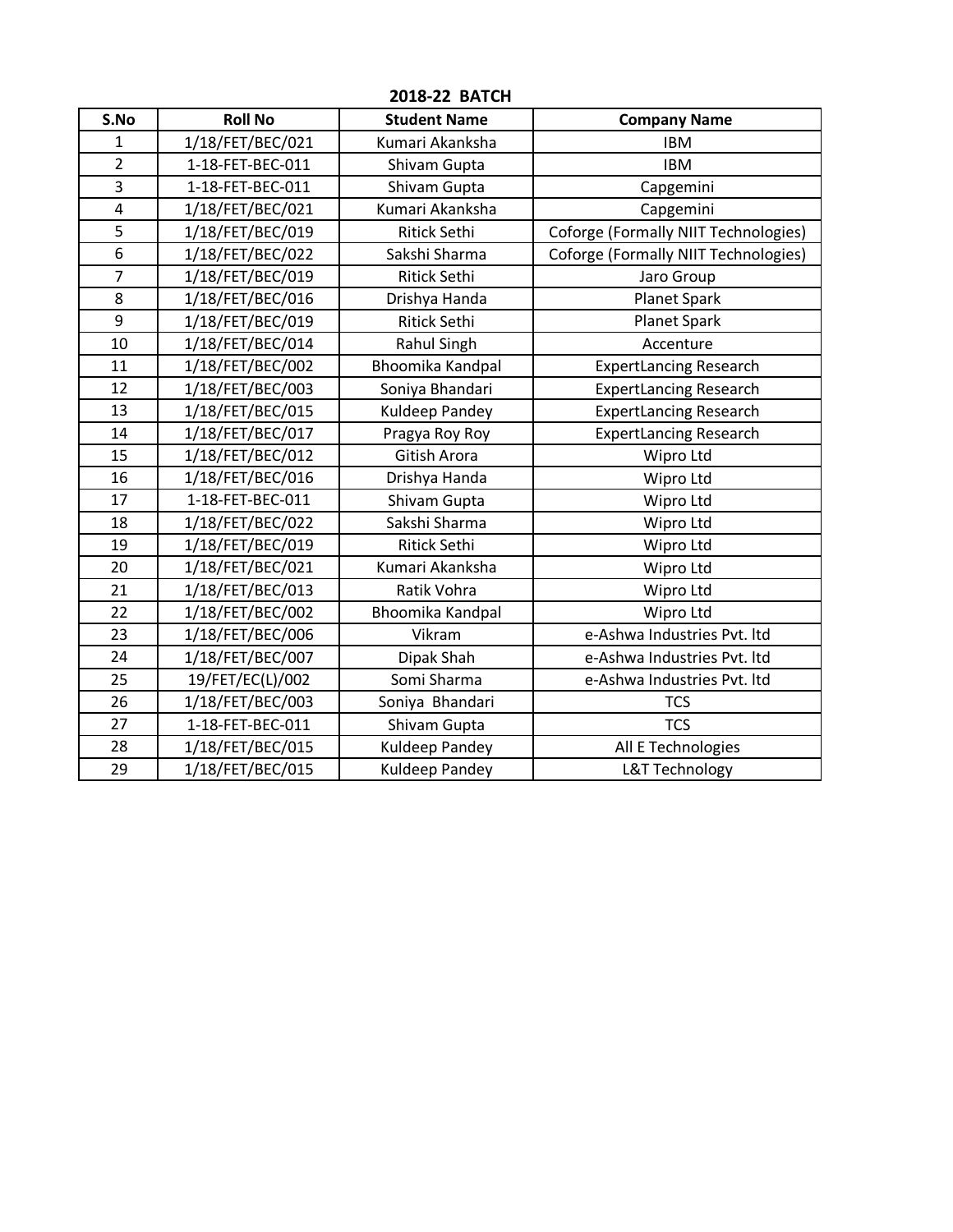## 2018-22 BATCH

| S.No | Roll No | Student Name | Company Name |
|---|---|---|---|
| 1 | 1/18/FET/BEC/021 | Kumari Akanksha | IBM |
| 2 | 1-18-FET-BEC-011 | Shivam Gupta | IBM |
| 3 | 1-18-FET-BEC-011 | Shivam Gupta | Capgemini |
| 4 | 1/18/FET/BEC/021 | Kumari Akanksha | Capgemini |
| 5 | 1/18/FET/BEC/019 | Ritick Sethi | Coforge (Formally NIIT Technologies) |
| 6 | 1/18/FET/BEC/022 | Sakshi Sharma | Coforge (Formally NIIT Technologies) |
| 7 | 1/18/FET/BEC/019 | Ritick Sethi | Jaro Group |
| 8 | 1/18/FET/BEC/016 | Drishya Handa | Planet Spark |
| 9 | 1/18/FET/BEC/019 | Ritick Sethi | Planet Spark |
| 10 | 1/18/FET/BEC/014 | Rahul Singh | Accenture |
| 11 | 1/18/FET/BEC/002 | Bhoomika Kandpal | ExpertLancing Research |
| 12 | 1/18/FET/BEC/003 | Soniya Bhandari | ExpertLancing Research |
| 13 | 1/18/FET/BEC/015 | Kuldeep Pandey | ExpertLancing Research |
| 14 | 1/18/FET/BEC/017 | Pragya Roy Roy | ExpertLancing Research |
| 15 | 1/18/FET/BEC/012 | Gitish Arora | Wipro Ltd |
| 16 | 1/18/FET/BEC/016 | Drishya Handa | Wipro Ltd |
| 17 | 1-18-FET-BEC-011 | Shivam Gupta | Wipro Ltd |
| 18 | 1/18/FET/BEC/022 | Sakshi Sharma | Wipro Ltd |
| 19 | 1/18/FET/BEC/019 | Ritick Sethi | Wipro Ltd |
| 20 | 1/18/FET/BEC/021 | Kumari Akanksha | Wipro Ltd |
| 21 | 1/18/FET/BEC/013 | Ratik Vohra | Wipro Ltd |
| 22 | 1/18/FET/BEC/002 | Bhoomika Kandpal | Wipro Ltd |
| 23 | 1/18/FET/BEC/006 | Vikram | e-Ashwa Industries Pvt. ltd |
| 24 | 1/18/FET/BEC/007 | Dipak Shah | e-Ashwa Industries Pvt. ltd |
| 25 | 19/FET/EC(L)/002 | Somi Sharma | e-Ashwa Industries Pvt. ltd |
| 26 | 1/18/FET/BEC/003 | Soniya Bhandari | TCS |
| 27 | 1-18-FET-BEC-011 | Shivam Gupta | TCS |
| 28 | 1/18/FET/BEC/015 | Kuldeep Pandey | All E Technologies |
| 29 | 1/18/FET/BEC/015 | Kuldeep Pandey | L&T Technology |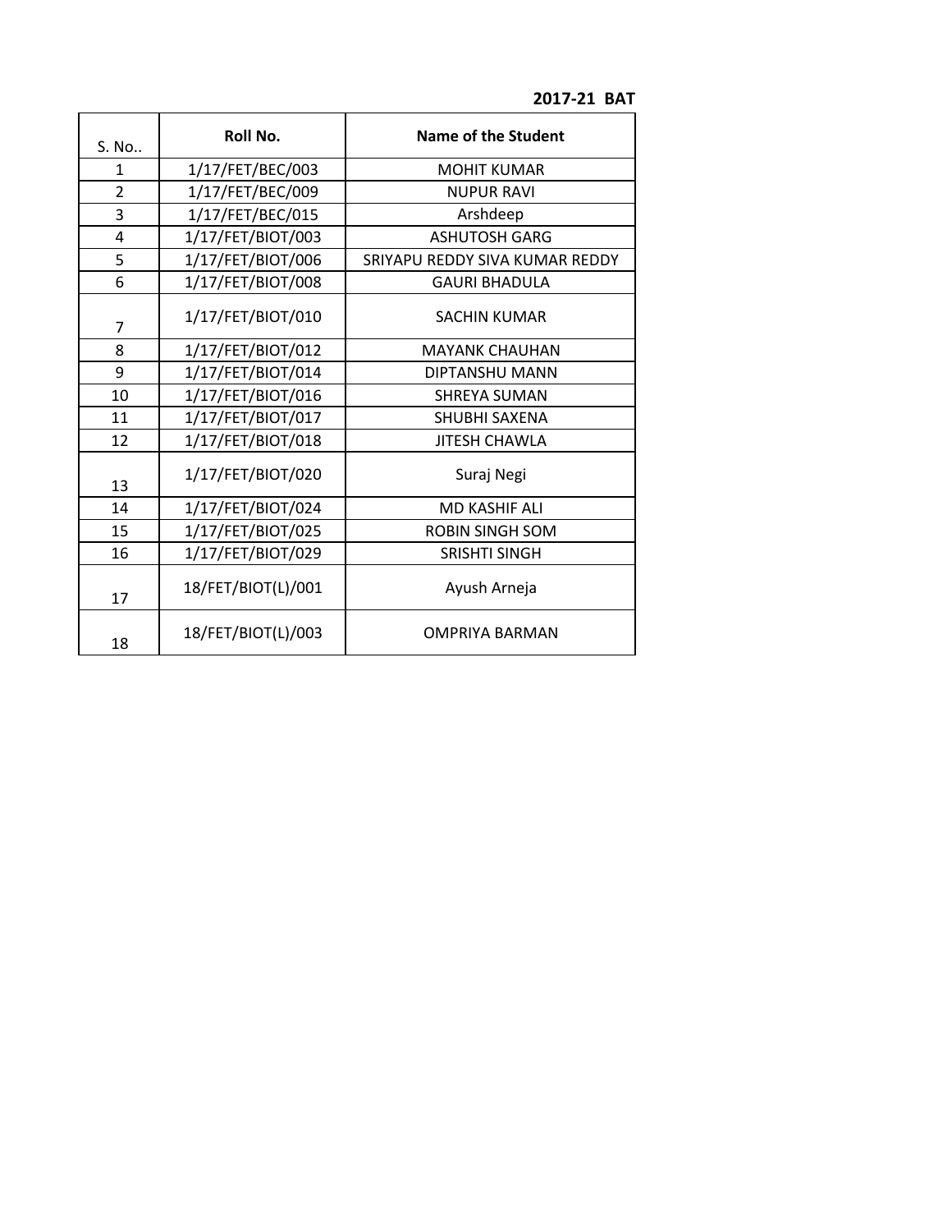**2017-21 BAT**

| S. No.. | Roll No. | Name of the Student |
|---|---|---|
| 1 | 1/17/FET/BEC/003 | MOHIT KUMAR |
| 2 | 1/17/FET/BEC/009 | NUPUR RAVI |
| 3 | 1/17/FET/BEC/015 | Arshdeep |
| 4 | 1/17/FET/BIOT/003 | ASHUTOSH GARG |
| 5 | 1/17/FET/BIOT/006 | SRIYAPU REDDY SIVA KUMAR REDDY |
| 6 | 1/17/FET/BIOT/008 | GAURI BHADULA |
| 7 | 1/17/FET/BIOT/010 | SACHIN KUMAR |
| 8 | 1/17/FET/BIOT/012 | MAYANK CHAUHAN |
| 9 | 1/17/FET/BIOT/014 | DIPTANSHU MANN |
| 10 | 1/17/FET/BIOT/016 | SHREYA SUMAN |
| 11 | 1/17/FET/BIOT/017 | SHUBHI SAXENA |
| 12 | 1/17/FET/BIOT/018 | JITESH CHAWLA |
| 13 | 1/17/FET/BIOT/020 | Suraj Negi |
| 14 | 1/17/FET/BIOT/024 | MD KASHIF ALI |
| 15 | 1/17/FET/BIOT/025 | ROBIN SINGH SOM |
| 16 | 1/17/FET/BIOT/029 | SRISHTI SINGH |
| 17 | 18/FET/BIOT(L)/001 | Ayush Arneja |
| 18 | 18/FET/BIOT(L)/003 | OMPRIYA BARMAN |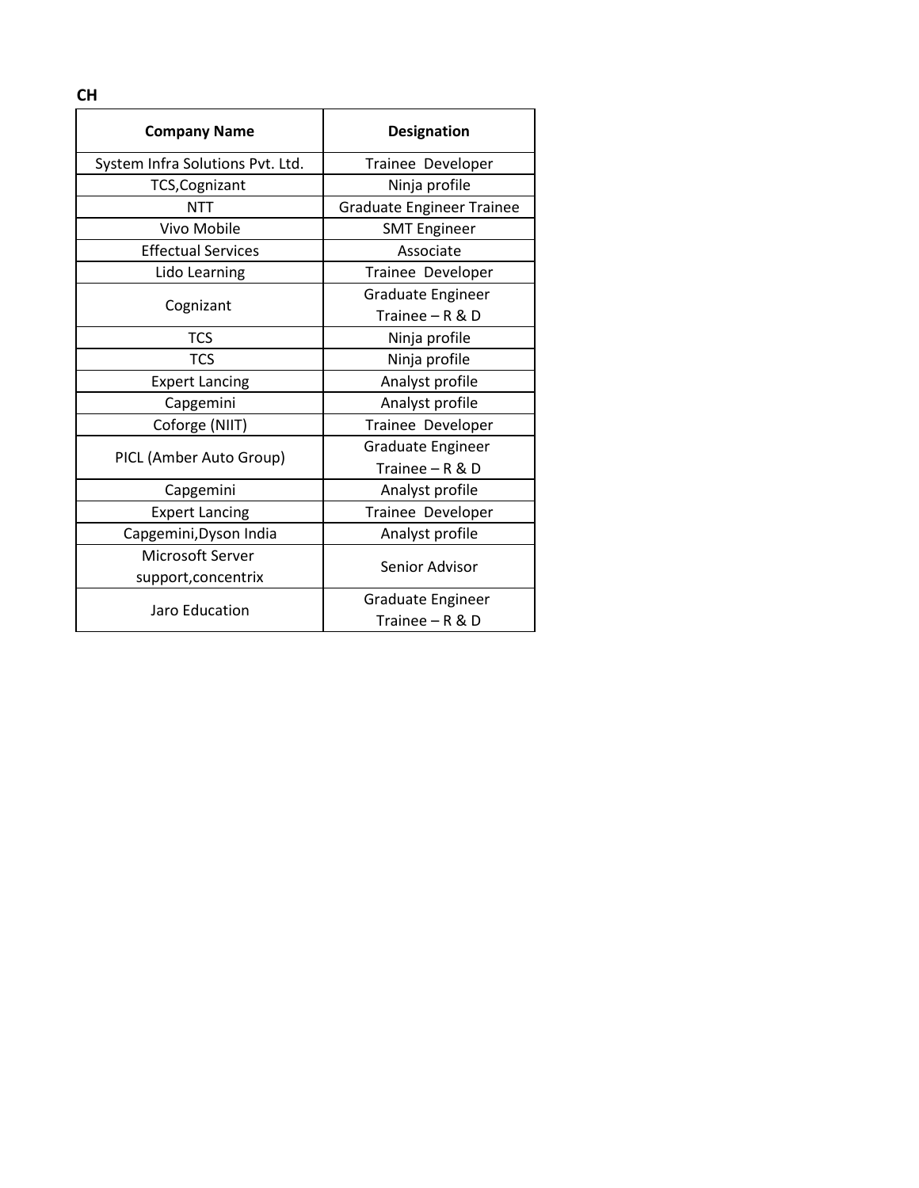**CH**

| Company Name | Designation |
|---|---|
| System Infra Solutions Pvt. Ltd. | Trainee  Developer |
| TCS,Cognizant | Ninja profile |
| NTT | Graduate Engineer Trainee |
| Vivo Mobile | SMT Engineer |
| Effectual Services | Associate |
| Lido Learning | Trainee  Developer |
| Cognizant | Graduate Engineer Trainee – R & D |
| TCS | Ninja profile |
| TCS | Ninja profile |
| Expert Lancing | Analyst profile |
| Capgemini | Analyst profile |
| Coforge (NIIT) | Trainee  Developer |
| PICL (Amber Auto Group) | Graduate Engineer Trainee – R & D |
| Capgemini | Analyst profile |
| Expert Lancing | Trainee  Developer |
| Capgemini,Dyson India | Analyst profile |
| Microsoft Server support,concentrix | Senior Advisor |
| Jaro Education | Graduate Engineer Trainee – R & D |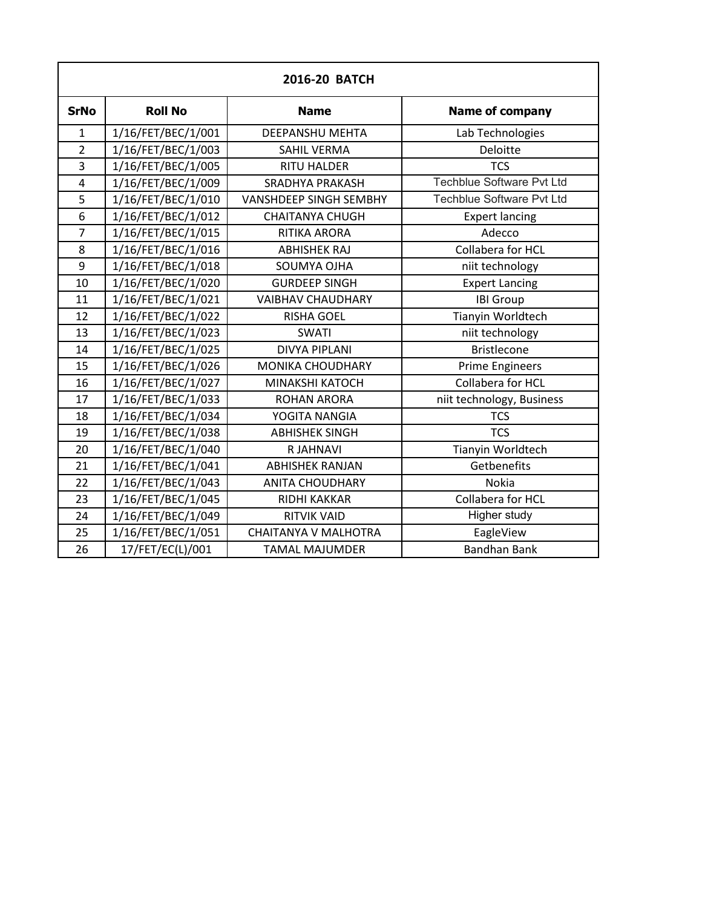| 2016-20 BATCH | | | |
|---|---|---|---|
| **SrNo** | **Roll No** | **Name** | **Name of company** |
| 1 | 1/16/FET/BEC/1/001 | DEEPANSHU MEHTA | Lab Technologies |
| 2 | 1/16/FET/BEC/1/003 | SAHIL VERMA | Deloitte |
| 3 | 1/16/FET/BEC/1/005 | RITU HALDER | TCS |
| 4 | 1/16/FET/BEC/1/009 | SRADHYA PRAKASH | Techblue Software Pvt Ltd |
| 5 | 1/16/FET/BEC/1/010 | VANSHDEEP SINGH SEMBHY | Techblue Software Pvt Ltd |
| 6 | 1/16/FET/BEC/1/012 | CHAITANYA CHUGH | Expert lancing |
| 7 | 1/16/FET/BEC/1/015 | RITIKA ARORA | Adecco |
| 8 | 1/16/FET/BEC/1/016 | ABHISHEK RAJ | Collabera for HCL |
| 9 | 1/16/FET/BEC/1/018 | SOUMYA OJHA | niit technology |
| 10 | 1/16/FET/BEC/1/020 | GURDEEP SINGH | Expert Lancing |
| 11 | 1/16/FET/BEC/1/021 | VAIBHAV CHAUDHARY | IBI Group |
| 12 | 1/16/FET/BEC/1/022 | RISHA GOEL | Tianyin Worldtech |
| 13 | 1/16/FET/BEC/1/023 | SWATI | niit technology |
| 14 | 1/16/FET/BEC/1/025 | DIVYA PIPLANI | Bristlecone |
| 15 | 1/16/FET/BEC/1/026 | MONIKA CHOUDHARY | Prime Engineers |
| 16 | 1/16/FET/BEC/1/027 | MINAKSHI KATOCH | Collabera for HCL |
| 17 | 1/16/FET/BEC/1/033 | ROHAN ARORA | niit technology, Business |
| 18 | 1/16/FET/BEC/1/034 | YOGITA NANGIA | TCS |
| 19 | 1/16/FET/BEC/1/038 | ABHISHEK SINGH | TCS |
| 20 | 1/16/FET/BEC/1/040 | R JAHNAVI | Tianyin Worldtech |
| 21 | 1/16/FET/BEC/1/041 | ABHISHEK RANJAN | Getbenefits |
| 22 | 1/16/FET/BEC/1/043 | ANITA CHOUDHARY | Nokia |
| 23 | 1/16/FET/BEC/1/045 | RIDHI KAKKAR | Collabera for HCL |
| 24 | 1/16/FET/BEC/1/049 | RITVIK VAID | Higher study |
| 25 | 1/16/FET/BEC/1/051 | CHAITANYA V MALHOTRA | EagleView |
| 26 | 17/FET/EC(L)/001 | TAMAL MAJUMDER | Bandhan Bank |